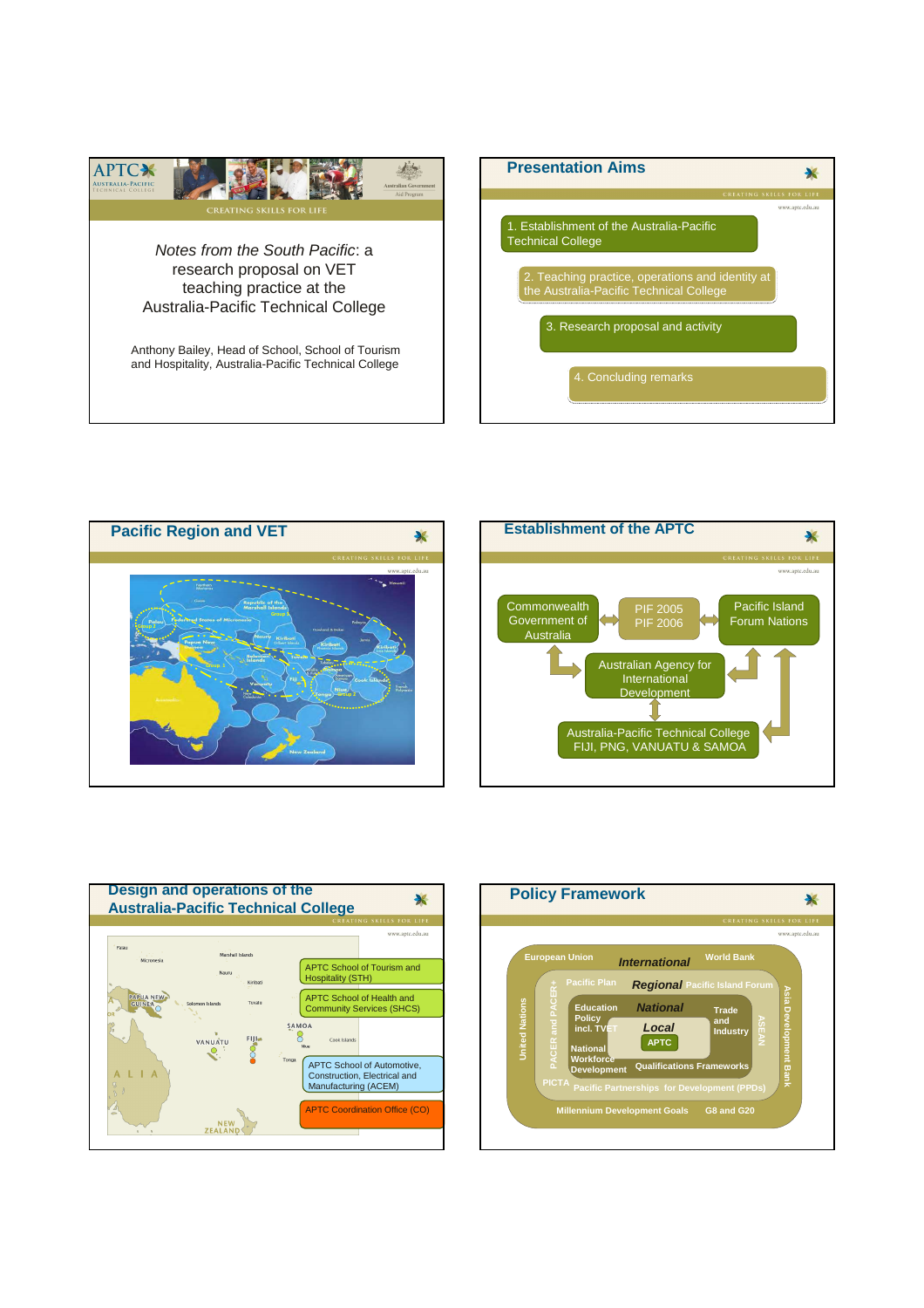APTC
AUSTRALIA-PACIFIC TECHNICAL COLLEGE

Australian Government
Aid Program

CREATING SKILLS FOR LIFE

*Notes from the South Pacific*: a research proposal on VET teaching practice at the Australia-Pacific Technical College

Anthony Bailey, Head of School, School of Tourism and Hospitality, Australia-Pacific Technical College

## Presentation Aims

1. Establishment of the Australia-Pacific Technical College
2. Teaching practice, operations and identity at the Australia-Pacific Technical College
3. Research proposal and activity
4. Concluding remarks

## Pacific Region and VET

Northern Marianas, Guam, Republic of the Marshall Islands, Group 4, Palau, Group 2, Federated States of Micronesia, Hawaii, Palmyra, Howland & Baker, Papua New Guinea, Nauru, Kiribati, Gilbert Islands, Kiribati Phoenix Islands, Jarvis, Kiribati Line Islands, Solomon Islands, Group 5, Tuvalu, Tokelau, Wallis & Futuna, Samoa, American Samoa, Vanuatu, Fiji, Cook Islands, New Caledonia, Niue, Tonga, Group 3, French Polynesia, Australia, New Zealand

## Establishment of the APTC

- Commonwealth Government of Australia
- PIF 2005 PIF 2006
- Pacific Island Forum Nations
- Australian Agency for International Development
- Australia-Pacific Technical College FIJI, PNG, VANUATU & SAMOA

## Design and operations of the Australia-Pacific Technical College

Palau, Micronesia, Marshall Islands, Nauru, Kiribati, Papua New Guinea, Solomon Islands, Tuvalu, Samoa, Vanuatu, Fiji, Cook Islands, Niue, Tonga, Australia, New Zealand

- APTC School of Tourism and Hospitality (STH)
- APTC School of Health and Community Services (SHCS)
- APTC School of Automotive, Construction, Electrical and Manufacturing (ACEM)
- APTC Coordination Office (CO)

## Policy Framework

- **International**: European Union, World Bank, United Nations, Asia Development Bank, Millennium Development Goals, G8 and G20
- **Regional**: Pacific Plan, Pacific Island Forum, PACER and PACER+, ASEAN, PICTA, Pacific Partnerships for Development (PPDs)
- **National**: Education Policy incl. TVET, Trade and Industry, National Workforce Development, Qualifications Frameworks
- **Local**: APTC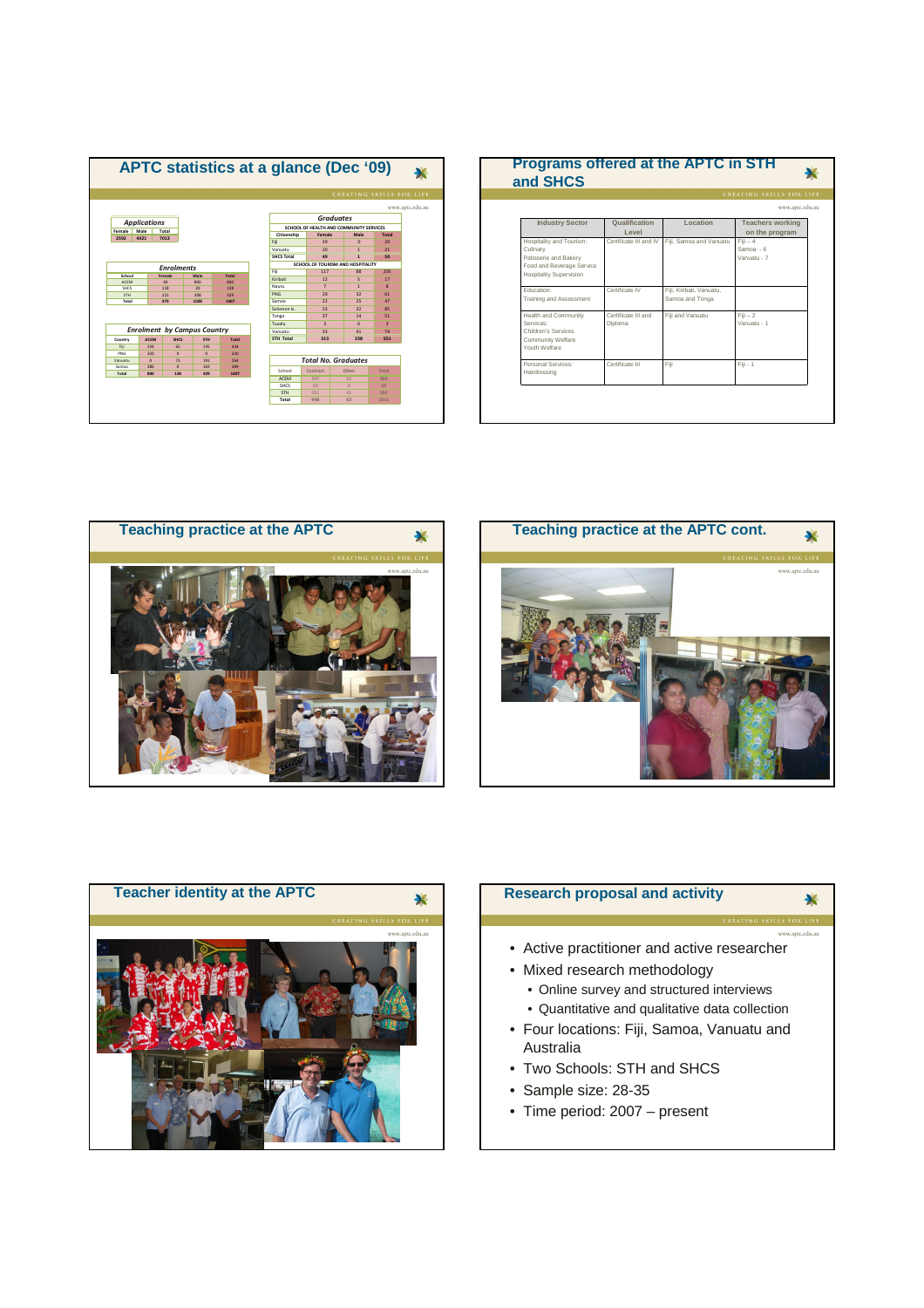## APTC statistics at a glance (Dec '09)

CREATING SKILLS FOR LIFE

www.aptc.edu.au

**Applications**

| Female | Male | Total |
|---|---|---|
| 2592 | 4421 | 7013 |

**Enrolments**

| School | Female | Male | Total |
|---|---|---|---|
| ACEM | 40 | 800 | 840 |
| SHCS | 118 | 20 | 138 |
| STH | 221 | 208 | 429 |
| Total | 379 | 1028 | 1407 |

**Enrolment by Campus Country**

| Country | ACEM | SHCS | STH | Total |
|---|---|---|---|---|
| Fiji | 234 | 65 | 135 | 434 |
| PNG | 320 | 0 | 0 | 320 |
| Vanuatu | 0 | 73 | 191 | 264 |
| Samoa | 286 | 0 | 103 | 389 |
| Total | 840 | 138 | 429 | 1407 |

**Graduates**

| Citizenship | Female | Male | Total |
|---|---|---|---|
| SCHOOL OF HEALTH AND COMMUNITY SERVICES | | | |
| Fiji | 29 | 0 | 29 |
| Vanuatu | 20 | 1 | 21 |
| SHCS Total | 49 | 1 | 50 |
| SCHOOL OF TOURISM AND HOSPITALITY | | | |
| Fiji | 117 | 88 | 205 |
| Kiribati | 12 | 5 | 17 |
| Nauru | 7 | 1 | 8 |
| PNG | 29 | 32 | 61 |
| Samoa | 22 | 25 | 47 |
| Solomon Is. | 53 | 32 | 85 |
| Tonga | 37 | 14 | 51 |
| Tuvalu | 3 | 0 | 3 |
| Vanuatu | 33 | 41 | 74 |
| STH Total | 313 | 238 | 551 |

**Total No. Graduates**

| School | Contract | Other | Total |
|---|---|---|---|
| ACEM | 347 | 22 | 369 |
| SHCS | 50 | 0 | 50 |
| STH | 551 | 41 | 592 |
| Total | 948 | 63 | 1011 |

## Programs offered at the APTC in STH and SHCS

CREATING SKILLS FOR LIFE

www.aptc.edu.au

| Industry Sector | Qualification Level | Location | Teachers working on the program |
|---|---|---|---|
| Hospitality and Tourism: Culinary, Patisserie and Bakery, Food and Beverage Service, Hospitality Supervision | Certificate III and IV | Fiji, Samoa and Vanuatu | Fiji – 4, Samoa - 6, Vanuatu - 7 |
| Education: Training and Assessment | Certificate IV | Fiji, Kiribati, Vanuatu, Samoa and Tonga | |
| Health and Community Services: Children's Services, Community Welfare, Youth Welfare | Certificate III and Diploma | Fiji and Vanuatu | Fiji – 2, Vanuatu - 1 |
| Personal Services: Hairdressing | Certificate III | Fiji | Fiji - 1 |

## Teaching practice at the APTC

CREATING SKILLS FOR LIFE

www.aptc.edu.au

## Teaching practice at the APTC cont.

CREATING SKILLS FOR LIFE

www.aptc.edu.au

## Teacher identity at the APTC

CREATING SKILLS FOR LIFE

www.aptc.edu.au

## Research proposal and activity

CREATING SKILLS FOR LIFE

www.aptc.edu.au

- Active practitioner and active researcher
- Mixed research methodology
  - Online survey and structured interviews
  - Quantitative and qualitative data collection
- Four locations: Fiji, Samoa, Vanuatu and Australia
- Two Schools: STH and SHCS
- Sample size: 28-35
- Time period: 2007 – present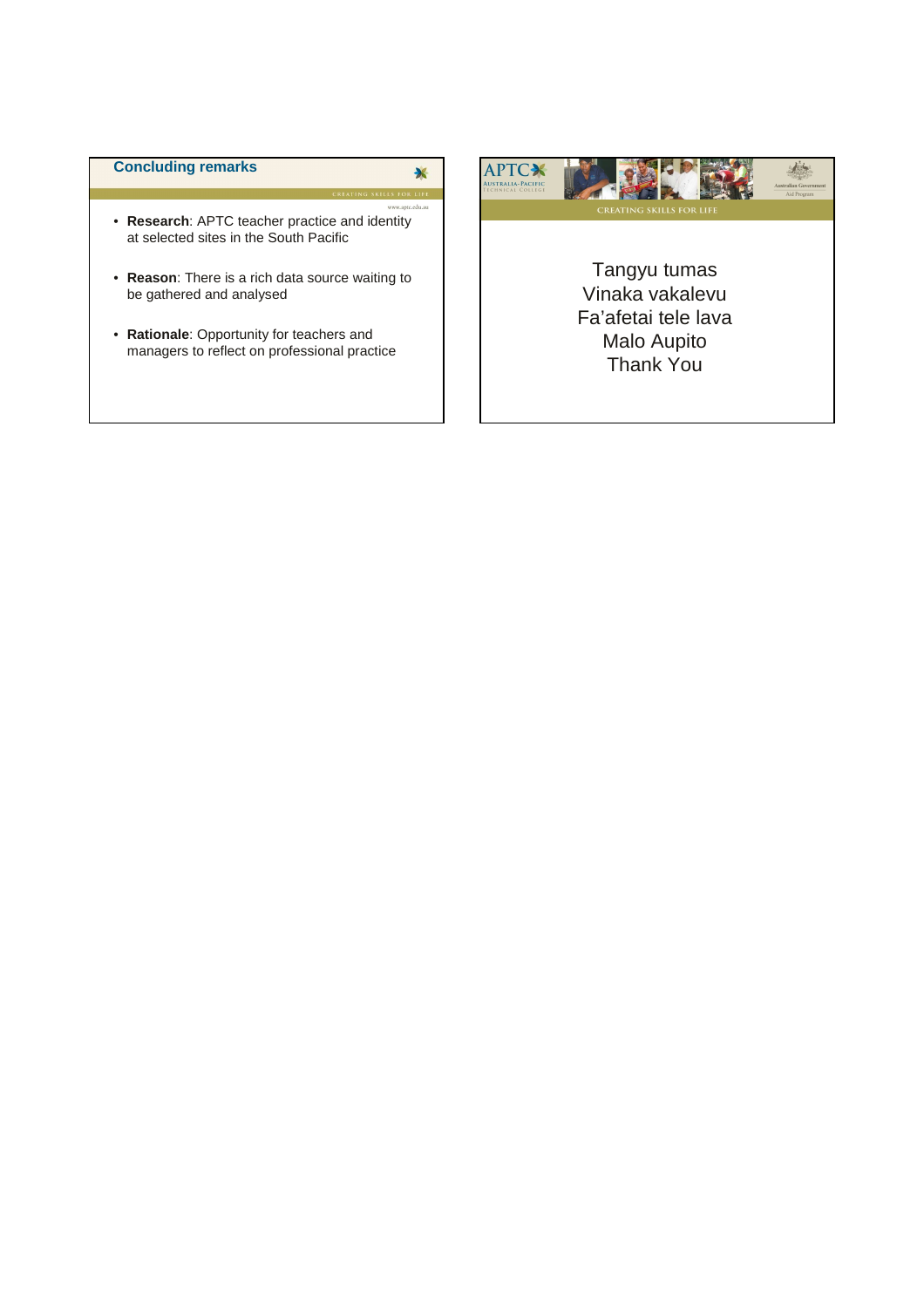## Concluding remarks

- **Research**: APTC teacher practice and identity at selected sites in the South Pacific
- **Reason**: There is a rich data source waiting to be gathered and analysed
- **Rationale**: Opportunity for teachers and managers to reflect on professional practice

Tangyu tumas
Vinaka vakalevu
Fa'afetai tele lava
Malo Aupito
Thank You